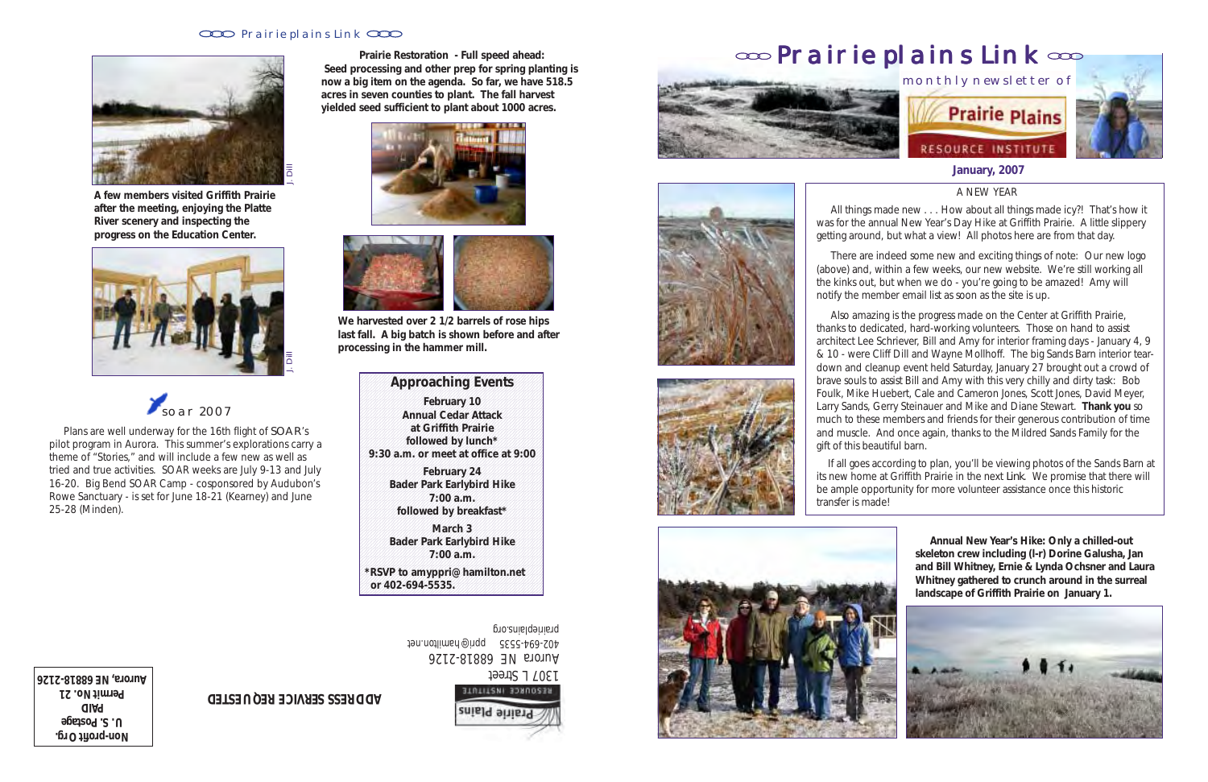# Prairie plains Link

monthly newsletter of

Prairie Plains RESOURCE INSTITUTE

**January, 2007**

## A NEW YEAR

All things made new . . . How about all things made icy?! That's how it was for the annual New Year's Day Hike at Griffith Prairie. A little slippery getting around, but what a view! All photos here are from that day.

There are indeed some new and exciting things of note: Our new logo (above) and, within a few weeks, our new website. We're still working all the kinks out, but when we do - you're going to be amazed! Amy will notify the member email list as soon as the site is up.

Also amazing is the progress made on the Center at Griffith Prairie, thanks to dedicated, hard-working volunteers. Those on hand to assist architect Lee Schriever, Bill and Amy for interior framing days - January 4, 9 & 10 - were Cliff Dill and Wayne Mollhoff. The big Sands Barn interior tear-down and cleanup event held Saturday, January 27 brought out a crowd of brave souls to assist Bill and Amy with this very chilly and dirty task: Bob Foulk, Mike Huebert, Cale and Cameron Jones, Scott Jones, David Meyer, Larry Sands, Gerry Steinauer and Mike and Diane Stewart. **Thank you** so much to these members and friends for their generous contribution of time and muscle. And once again, thanks to the Mildred Sands Family for the gift of this beautiful barn.

If all goes according to plan, you'll be viewing photos of the Sands Barn at its new home at Griffith Prairie in the next Link. We promise that there will be ample opportunity for more volunteer assistance once this historic transfer is made!

**Annual New Year's Hike: Only a chilled-out skeleton crew including (l-r) Dorine Galusha, Jan and Bill Whitney, Ernie & Lynda Ochsner and Laura Whitney gathered to crunch around in the surreal landscape of Griffith Prairie on January 1.**

---

**A few members visited Griffith Prairie after the meeting, enjoying the Platte River scenery and inspecting the progress on the Education Center.**

J. Dill

J. Dill

## soar 2007

Plans are well underway for the 16th flight of SOAR's pilot program in Aurora. This summer's explorations carry a theme of "Stories," and will include a few new as well as tried and true activities. SOAR weeks are July 9-13 and July 16-20. Big Bend SOAR Camp - cosponsored by Audubon's Rowe Sanctuary - is set for June 18-21 (Kearney) and June 25-28 (Minden).

**Prairie Restoration - Full speed ahead: Seed processing and other prep for spring planting is now a big item on the agenda. So far, we have 518.5 acres in seven counties to plant. The fall harvest yielded seed sufficient to plant about 1000 acres.**

**We harvested over 2 1/2 barrels of rose hips last fall. A big batch is shown before and after processing in the hammer mill.**

## Approaching Events

**February 10**
**Annual Cedar Attack**
**at Griffith Prairie**
**followed by lunch***
**9:30 a.m. or meet at office at 9:00**

**February 24**
**Bader Park Earlybird Hike**
**7:00 a.m.**
**followed by breakfast***

**March 3**
**Bader Park Earlybird Hike**
**7:00 a.m.**

**\*RSVP to amyppri@hamilton.net or 402-694-5535.**

Prairie Plains RESOURCE INSTITUTE
1307 L Street
Aurora NE 68818-2126
402-694-5535 ppri@hamilton.net
prairieplains.org

**ADDRESS SERVICE REQUESTED**

**Non-profit Org.**
**U. S. Postage**
**PAID**
**Permit No. 21**
**Aurora, NE 68818-2126**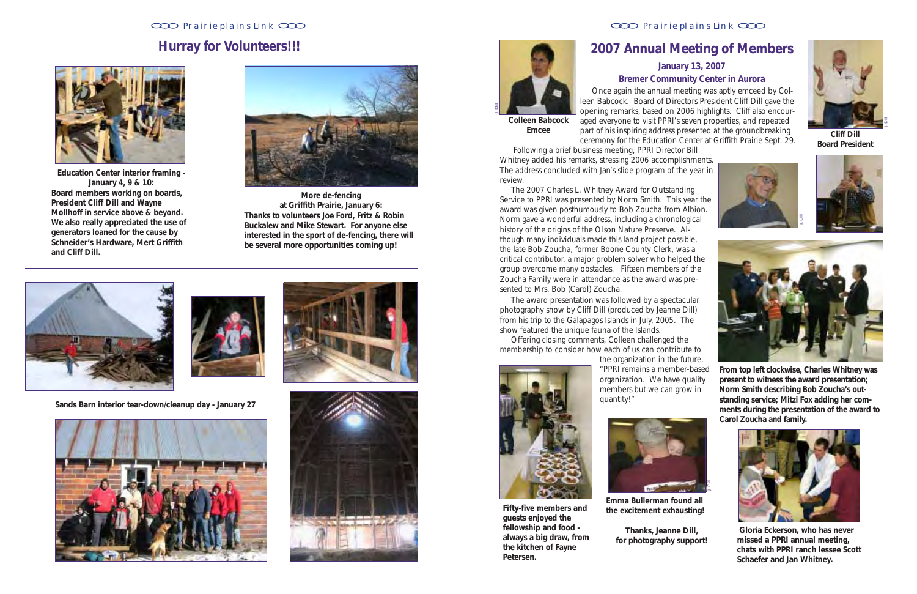## Hurray for Volunteers!!!

**Education Center interior framing - January 4, 9 & 10: Board members working on boards, President Cliff Dill and Wayne Mollhoff in service above & beyond. We also really appreciated the use of generators loaned for the cause by Schneider's Hardware, Mert Griffith and Cliff Dill.**

**More de-fencing at Griffith Prairie, January 6: Thanks to volunteers Joe Ford, Fritz & Robin Buckalew and Mike Stewart. For anyone else interested in the sport of de-fencing, there will be several more opportunities coming up!**

**Sands Barn interior tear-down/cleanup day - January 27**

## 2007 Annual Meeting of Members

### January 13, 2007

### Bremer Community Center in Aurora

**Colleen Babcock Emcee**

**Cliff Dill Board President**

Once again the annual meeting was aptly emceed by Colleen Babcock. Board of Directors President Cliff Dill gave the opening remarks, based on 2006 highlights. Cliff also encouraged everyone to visit PPRI's seven properties, and repeated part of his inspiring address presented at the groundbreaking ceremony for the Education Center at Griffith Prairie Sept. 29.

Following a brief business meeting, PPRI Director Bill Whitney added his remarks, stressing 2006 accomplishments. The address concluded with Jan's slide program of the year in review.

The 2007 Charles L. Whitney Award for Outstanding Service to PPRI was presented by Norm Smith. This year the award was given posthumously to Bob Zoucha from Albion. Norm gave a wonderful address, including a chronological history of the origins of the Olson Nature Preserve. Although many individuals made this land project possible, the late Bob Zoucha, former Boone County Clerk, was a critical contributor, a major problem solver who helped the group overcome many obstacles. Fifteen members of the Zoucha Family were in attendance as the award was presented to Mrs. Bob (Carol) Zoucha.

The award presentation was followed by a spectacular photography show by Cliff Dill (produced by Jeanne Dill) from his trip to the Galapagos Islands in July, 2005. The show featured the unique fauna of the Islands.

Offering closing comments, Colleen challenged the membership to consider how each of us can contribute to the organization in the future. "PPRI remains a member-based organization. We have quality members but we can grow in quantity!"

**From top left clockwise, Charles Whitney was present to witness the award presentation; Norm Smith describing Bob Zoucha's outstanding service; Mitzi Fox adding her comments during the presentation of the award to Carol Zoucha and family.**

**Fifty-five members and guests enjoyed the fellowship and food - always a big draw, from the kitchen of Fayne Petersen.**

**Emma Bullerman found all the excitement exhausting!**

**Thanks, Jeanne Dill, for photography support!**

**Gloria Eckerson, who has never missed a PPRI annual meeting, chats with PPRI ranch lessee Scott Schaefer and Jan Whitney.**